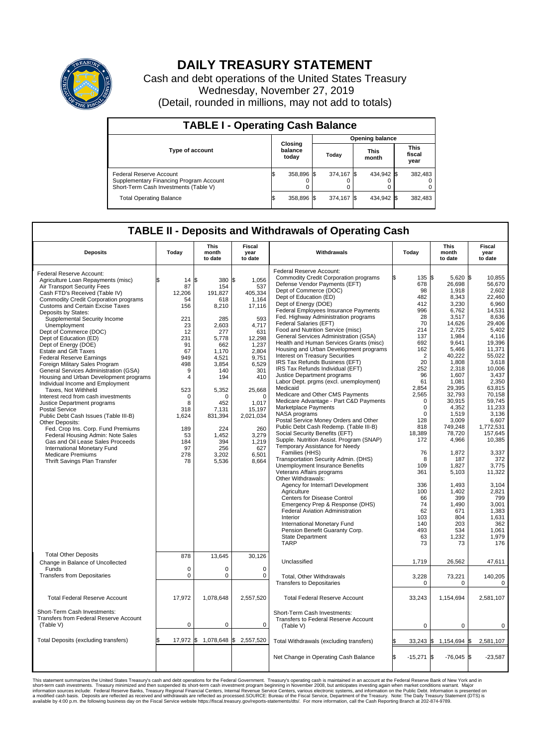# DAILY TREASURY STATEMENT

Cash and debt operations of the United States Treasury
Wednesday, November 27, 2019
(Detail, rounded in millions, may not add to totals)

## TABLE I - Operating Cash Balance

| Type of account | Closing balance today | Opening balance Today | Opening balance This month | Opening balance This fiscal year |
|---|---|---|---|---|
| Federal Reserve Account | $ 358,896 | $ 374,167 | $ 434,942 | $ 382,483 |
| Supplementary Financing Program Account | 0 | 0 | 0 | 0 |
| Short-Term Cash Investments (Table V) | 0 | 0 | 0 | 0 |
| Total Operating Balance | $ 358,896 | $ 374,167 | $ 434,942 | $ 382,483 |

## TABLE II - Deposits and Withdrawals of Operating Cash

| Deposits | Today | This month to date | Fiscal year to date |
|---|---|---|---|
| Federal Reserve Account: | | | |
| Agriculture Loan Repayments (misc) | $ 14 | $ 380 | $ 1,056 |
| Air Transport Security Fees | 87 | 154 | 537 |
| Cash FTD's Received (Table IV) | 12,206 | 191,827 | 405,334 |
| Commodity Credit Corporation programs | 54 | 618 | 1,164 |
| Customs and Certain Excise Taxes | 156 | 8,210 | 17,116 |
| Deposits by States: | | | |
| Supplemental Security Income | 221 | 285 | 593 |
| Unemployment | 23 | 2,603 | 4,717 |
| Dept of Commerce (DOC) | 12 | 277 | 631 |
| Dept of Education (ED) | 231 | 5,778 | 12,298 |
| Dept of Energy (DOE) | 91 | 662 | 1,237 |
| Estate and Gift Taxes | 67 | 1,170 | 2,804 |
| Federal Reserve Earnings | 949 | 4,521 | 9,751 |
| Foreign Military Sales Program | 498 | 3,854 | 6,529 |
| General Services Administration (GSA) | 9 | 140 | 301 |
| Housing and Urban Development programs | 4 | 194 | 410 |
| Individual Income and Employment Taxes, Not Withheld | 523 | 5,352 | 25,668 |
| Interest recd from cash investments | 0 | 0 | 0 |
| Justice Department programs | 8 | 452 | 1,017 |
| Postal Service | 318 | 7,131 | 15,197 |
| Public Debt Cash Issues (Table III-B) | 1,624 | 831,394 | 2,021,034 |
| Other Deposits: | | | |
| Fed. Crop Ins. Corp. Fund Premiums | 189 | 224 | 260 |
| Federal Housing Admin: Note Sales | 53 | 1,452 | 3,279 |
| Gas and Oil Lease Sales Proceeds | 184 | 394 | 1,219 |
| International Monetary Fund | 97 | 256 | 627 |
| Medicare Premiums | 278 | 3,202 | 6,501 |
| Thrift Savings Plan Transfer | 78 | 5,536 | 8,664 |
| Total Other Deposits | 878 | 13,645 | 30,126 |
| Change in Balance of Uncollected Funds | 0 | 0 | 0 |
| Transfers from Depositaries | 0 | 0 | 0 |
| Total Federal Reserve Account | 17,972 | 1,078,648 | 2,557,520 |
| Short-Term Cash Investments: Transfers from Federal Reserve Account (Table V) | 0 | 0 | 0 |
| Total Deposits (excluding transfers) | $ 17,972 | $ 1,078,648 | $ 2,557,520 |

| Withdrawals | Today | This month to date | Fiscal year to date |
|---|---|---|---|
| Federal Reserve Account: | | | |
| Commodity Credit Corporation programs | $ 135 | $ 5,620 | $ 10,855 |
| Defense Vendor Payments (EFT) | 678 | 26,698 | 56,670 |
| Dept of Commerce (DOC) | 98 | 1,918 | 2,602 |
| Dept of Education (ED) | 482 | 8,343 | 22,460 |
| Dept of Energy (DOE) | 412 | 3,230 | 6,960 |
| Federal Employees Insurance Payments | 996 | 6,762 | 14,531 |
| Fed. Highway Administration programs | 28 | 3,517 | 8,636 |
| Federal Salaries (EFT) | 70 | 14,626 | 29,406 |
| Food and Nutrition Service (misc) | 214 | 2,725 | 5,402 |
| General Services Administration (GSA) | 137 | 1,984 | 4,116 |
| Health and Human Services Grants (misc) | 692 | 9,641 | 19,396 |
| Housing and Urban Development programs | 162 | 5,466 | 11,371 |
| Interest on Treasury Securities | 2 | 40,222 | 55,022 |
| IRS Tax Refunds Business (EFT) | 20 | 1,808 | 3,618 |
| IRS Tax Refunds Individual (EFT) | 252 | 2,318 | 10,006 |
| Justice Department programs | 96 | 1,607 | 3,437 |
| Labor Dept. prgms (excl. unemployment) | 61 | 1,081 | 2,350 |
| Medicaid | 2,854 | 29,395 | 63,815 |
| Medicare and Other CMS Payments | 2,565 | 32,793 | 70,158 |
| Medicare Advantage - Part C&D Payments | 0 | 30,915 | 59,745 |
| Marketplace Payments | 0 | 4,352 | 11,233 |
| NASA programs | 0 | 1,519 | 3,136 |
| Postal Service Money Orders and Other | 128 | 3,009 | 6,607 |
| Public Debt Cash Redemp. (Table III-B) | 818 | 749,248 | 1,772,531 |
| Social Security Benefits (EFT) | 18,389 | 78,720 | 157,645 |
| Supple. Nutrition Assist. Program (SNAP) | 172 | 4,966 | 10,385 |
| Temporary Assistance for Needy Families (HHS) | 76 | 1,872 | 3,337 |
| Transportation Security Admin. (DHS) | 8 | 187 | 372 |
| Unemployment Insurance Benefits | 109 | 1,827 | 3,775 |
| Veterans Affairs programs | 361 | 5,103 | 11,322 |
| Other Withdrawals: | | | |
| Agency for Internat'l Development | 336 | 1,493 | 3,104 |
| Agriculture | 100 | 1,402 | 2,821 |
| Centers for Disease Control | 66 | 399 | 799 |
| Emergency Prep & Response (DHS) | 74 | 1,490 | 3,001 |
| Federal Aviation Administration | 62 | 671 | 1,383 |
| Interior | 103 | 804 | 1,631 |
| International Monetary Fund | 140 | 203 | 362 |
| Pension Benefit Guaranty Corp. | 493 | 534 | 1,061 |
| State Department | 63 | 1,232 | 1,979 |
| TARP | 73 | 73 | 176 |
| Unclassified | 1,719 | 26,562 | 47,611 |
| Total, Other Withdrawals | 3,228 | 73,221 | 140,205 |
| Transfers to Depositaries | 0 | 0 | 0 |
| Total Federal Reserve Account | 33,243 | 1,154,694 | 2,581,107 |
| Short-Term Cash Investments: Transfers to Federal Reserve Account (Table V) | 0 | 0 | 0 |
| Total Withdrawals (excluding transfers) | $ 33,243 | $ 1,154,694 | $ 2,581,107 |
| Net Change in Operating Cash Balance | $ -15,271 | $ -76,045 | $ -23,587 |

This statement summarizes the United States Treasury's cash and debt operations for the Federal Government. Treasury's operating cash is maintained in an account at the Federal Reserve Bank of New York and in short-term cash investments. Treasury minimized and then suspended its short-term cash investment program beginning in November 2008, but anticipates investing again when market conditions warrant. Major information sources include: Federal Reserve Banks, Treasury Regional Financial Centers, Internal Revenue Service Centers, various electronic systems, and information on the Public Debt. Information is presented on a modified cash basis. Deposits are reflected as received and withdrawals are reflected as processed.SOURCE: Bureau of the Fiscal Service, Department of the Treasury. Note: The Daily Treasury Statement (DTS) is available by 4:00 p.m. the following business day on the Fiscal Service website https://fiscal.treasury.gov/reports-statements/dts/. For more information, call the Cash Reporting Branch at 202-874-9789.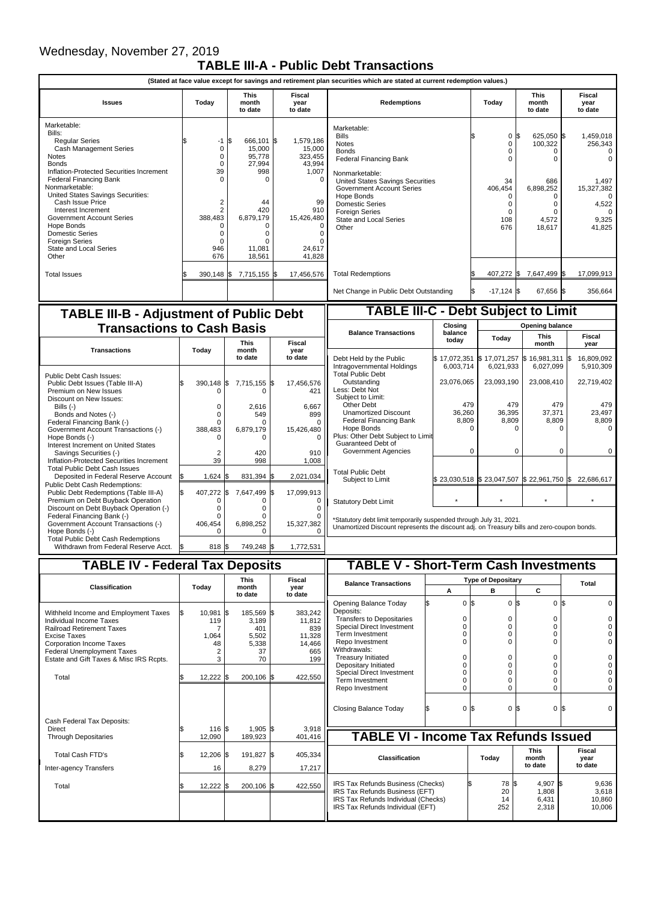Wednesday, November 27, 2019

# TABLE III-A - Public Debt Transactions

(Stated at face value except for savings and retirement plan securities which are stated at current redemption values.)

| Issues | Today | This month to date | Fiscal year to date |
|---|---|---|---|
| Marketable: | | | |
| Bills: | | | |
| Regular Series | $ -1 | $ 666,101 | $ 1,579,186 |
| Cash Management Series | 0 | 15,000 | 15,000 |
| Notes | 0 | 95,778 | 323,455 |
| Bonds | 0 | 27,994 | 43,994 |
| Inflation-Protected Securities Increment | 39 | 998 | 1,007 |
| Federal Financing Bank | 0 | 0 | 0 |
| Nonmarketable: | | | |
| United States Savings Securities: | | | |
| Cash Issue Price | 2 | 44 | 99 |
| Interest Increment | 2 | 420 | 910 |
| Government Account Series | 388,483 | 6,879,179 | 15,426,480 |
| Hope Bonds | 0 | 0 | 0 |
| Domestic Series | 0 | 0 | 0 |
| Foreign Series | 0 | 0 | 0 |
| State and Local Series | 946 | 11,081 | 24,617 |
| Other | 676 | 18,561 | 41,828 |
| Total Issues | $ 390,148 | $ 7,715,155 | $ 17,456,576 |

| Redemptions | Today | This month to date | Fiscal year to date |
|---|---|---|---|
| Marketable: | | | |
| Bills | $ 0 | $ 625,050 | $ 1,459,018 |
| Notes | 0 | 100,322 | 256,343 |
| Bonds | 0 | 0 | 0 |
| Federal Financing Bank | 0 | 0 | 0 |
| Nonmarketable: | | | |
| United States Savings Securities | 34 | 686 | 1,497 |
| Government Account Series | 406,454 | 6,898,252 | 15,327,382 |
| Hope Bonds | 0 | 0 | 0 |
| Domestic Series | 0 | 0 | 4,522 |
| Foreign Series | 0 | 0 | 0 |
| State and Local Series | 108 | 4,572 | 9,325 |
| Other | 676 | 18,617 | 41,825 |
| Total Redemptions | $ 407,272 | $ 7,647,499 | $ 17,099,913 |
| Net Change in Public Debt Outstanding | $ -17,124 | $ 67,656 | $ 356,664 |

# TABLE III-B - Adjustment of Public Debt Transactions to Cash Basis

| Transactions | Today | This month to date | Fiscal year to date |
|---|---|---|---|
| Public Debt Cash Issues: | | | |
| Public Debt Issues (Table III-A) | $ 390,148 | $ 7,715,155 | $ 17,456,576 |
| Premium on New Issues | 0 | 0 | 421 |
| Discount on New Issues: | | | |
| Bills (-) | 0 | 2,616 | 6,667 |
| Bonds and Notes (-) | 0 | 549 | 899 |
| Federal Financing Bank (-) | 0 | 0 | 0 |
| Government Account Transactions (-) | 388,483 | 6,879,179 | 15,426,480 |
| Hope Bonds (-) | 0 | 0 | 0 |
| Interest Increment on United States Savings Securities (-) | 2 | 420 | 910 |
| Inflation-Protected Securities Increment | 39 | 998 | 1,008 |
| Total Public Debt Cash Issues Deposited in Federal Reserve Account | $ 1,624 | $ 831,394 | $ 2,021,034 |
| Public Debt Cash Redemptions: | | | |
| Public Debt Redemptions (Table III-A) | $ 407,272 | $ 7,647,499 | $ 17,099,913 |
| Premium on Debt Buyback Operation | 0 | 0 | 0 |
| Discount on Debt Buyback Operation (-) | 0 | 0 | 0 |
| Federal Financing Bank (-) | 0 | 0 | 0 |
| Government Account Transactions (-) | 406,454 | 6,898,252 | 15,327,382 |
| Hope Bonds (-) | 0 | 0 | 0 |
| Total Public Debt Cash Redemptions Withdrawn from Federal Reserve Acct. | $ 818 | $ 749,248 | $ 1,772,531 |

# TABLE III-C - Debt Subject to Limit

| Balance Transactions | Closing balance today | Opening balance Today | Opening balance This month | Opening balance Fiscal year |
|---|---|---|---|---|
| Debt Held by the Public | $ 17,072,351 | $ 17,071,257 | $ 16,981,311 | $ 16,809,092 |
| Intragovernmental Holdings | 6,003,714 | 6,021,933 | 6,027,099 | 5,910,309 |
| Total Public Debt Outstanding | 23,076,065 | 23,093,190 | 23,008,410 | 22,719,402 |
| Less: Debt Not Subject to Limit: | | | | |
| Other Debt | 479 | 479 | 479 | 479 |
| Unamortized Discount | 36,260 | 36,395 | 37,371 | 23,497 |
| Federal Financing Bank | 8,809 | 8,809 | 8,809 | 8,809 |
| Hope Bonds | 0 | 0 | 0 | 0 |
| Plus: Other Debt Subject to Limit | | | | |
| Guaranteed Debt of Government Agencies | 0 | 0 | 0 | 0 |
| Total Public Debt Subject to Limit | $ 23,030,518 | $ 23,047,507 | $ 22,961,750 | $ 22,686,617 |
| Statutory Debt Limit | * | * | * | * |

*Statutory debt limit temporarily suspended through July 31, 2021.
Unamortized Discount represents the discount adj. on Treasury bills and zero-coupon bonds.

# TABLE IV - Federal Tax Deposits

| Classification | Today | This month to date | Fiscal year to date |
|---|---|---|---|
| Withheld Income and Employment Taxes | $ 10,981 | $ 185,569 | $ 383,242 |
| Individual Income Taxes | 119 | 3,189 | 11,812 |
| Railroad Retirement Taxes | 7 | 401 | 839 |
| Excise Taxes | 1,064 | 5,502 | 11,328 |
| Corporation Income Taxes | 48 | 5,338 | 14,466 |
| Federal Unemployment Taxes | 2 | 37 | 665 |
| Estate and Gift Taxes & Misc IRS Rcpts. | 3 | 70 | 199 |
| Total | $ 12,222 | $ 200,106 | $ 422,550 |
| Cash Federal Tax Deposits: | | | |
| Direct | $ 116 | $ 1,905 | $ 3,918 |
| Through Depositaries | 12,090 | 189,923 | 401,416 |
| Total Cash FTD's | $ 12,206 | $ 191,827 | $ 405,334 |
| Inter-agency Transfers | 16 | 8,279 | 17,217 |
| Total | $ 12,222 | $ 200,106 | $ 422,550 |

# TABLE V - Short-Term Cash Investments

| Balance Transactions | Type of Depositary A | Type of Depositary B | Type of Depositary C | Total |
|---|---|---|---|---|
| Opening Balance Today | $ 0 | $ 0 | $ 0 | $ 0 |
| Deposits: | | | | |
| Transfers to Depositaries | 0 | 0 | 0 | 0 |
| Special Direct Investment | 0 | 0 | 0 | 0 |
| Term Investment | 0 | 0 | 0 | 0 |
| Repo Investment | 0 | 0 | 0 | 0 |
| Withdrawals: | | | | |
| Treasury Initiated | 0 | 0 | 0 | 0 |
| Depositary Initiated | 0 | 0 | 0 | 0 |
| Special Direct Investment | 0 | 0 | 0 | 0 |
| Term Investment | 0 | 0 | 0 | 0 |
| Repo Investment | 0 | 0 | 0 | 0 |
| Closing Balance Today | $ 0 | $ 0 | $ 0 | $ 0 |

# TABLE VI - Income Tax Refunds Issued

| Classification | Today | This month to date | Fiscal year to date |
|---|---|---|---|
| IRS Tax Refunds Business (Checks) | $ 78 | $ 4,907 | $ 9,636 |
| IRS Tax Refunds Business (EFT) | 20 | 1,808 | 3,618 |
| IRS Tax Refunds Individual (Checks) | 14 | 6,431 | 10,860 |
| IRS Tax Refunds Individual (EFT) | 252 | 2,318 | 10,006 |